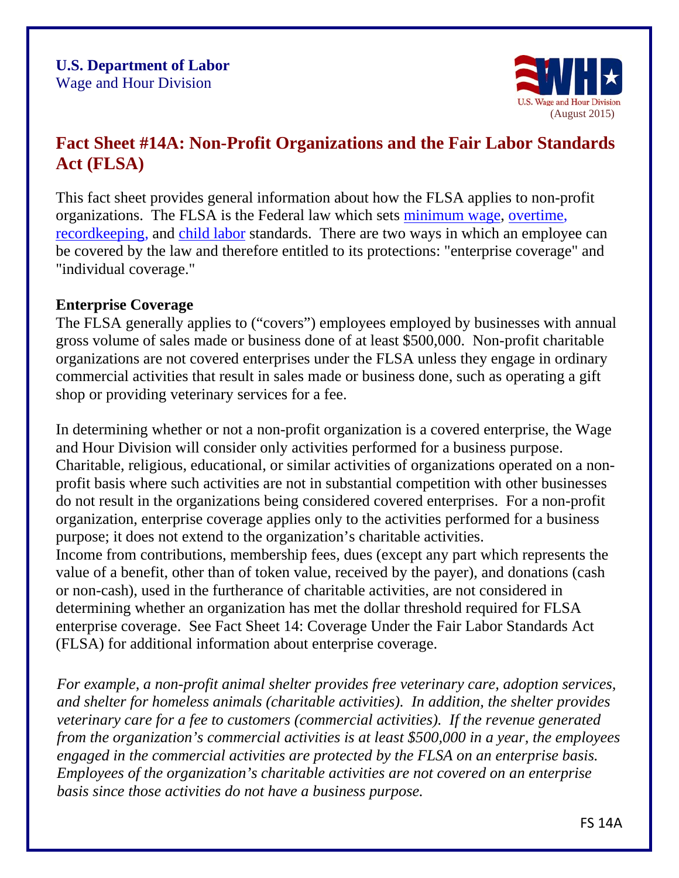**U.S. Department of Labor**
Wage and Hour Division

(August 2015)

# Fact Sheet #14A: Non-Profit Organizations and the Fair Labor Standards Act (FLSA)

This fact sheet provides general information about how the FLSA applies to non-profit organizations. The FLSA is the Federal law which sets minimum wage, overtime, recordkeeping, and child labor standards. There are two ways in which an employee can be covered by the law and therefore entitled to its protections: "enterprise coverage" and "individual coverage."

**Enterprise Coverage**

The FLSA generally applies to ("covers") employees employed by businesses with annual gross volume of sales made or business done of at least $500,000. Non-profit charitable organizations are not covered enterprises under the FLSA unless they engage in ordinary commercial activities that result in sales made or business done, such as operating a gift shop or providing veterinary services for a fee.

In determining whether or not a non-profit organization is a covered enterprise, the Wage and Hour Division will consider only activities performed for a business purpose. Charitable, religious, educational, or similar activities of organizations operated on a non-profit basis where such activities are not in substantial competition with other businesses do not result in the organizations being considered covered enterprises. For a non-profit organization, enterprise coverage applies only to the activities performed for a business purpose; it does not extend to the organization's charitable activities.
Income from contributions, membership fees, dues (except any part which represents the value of a benefit, other than of token value, received by the payer), and donations (cash or non-cash), used in the furtherance of charitable activities, are not considered in determining whether an organization has met the dollar threshold required for FLSA enterprise coverage. See Fact Sheet 14: Coverage Under the Fair Labor Standards Act (FLSA) for additional information about enterprise coverage.

*For example, a non-profit animal shelter provides free veterinary care, adoption services, and shelter for homeless animals (charitable activities). In addition, the shelter provides veterinary care for a fee to customers (commercial activities). If the revenue generated from the organization's commercial activities is at least $500,000 in a year, the employees engaged in the commercial activities are protected by the FLSA on an enterprise basis. Employees of the organization's charitable activities are not covered on an enterprise basis since those activities do not have a business purpose.*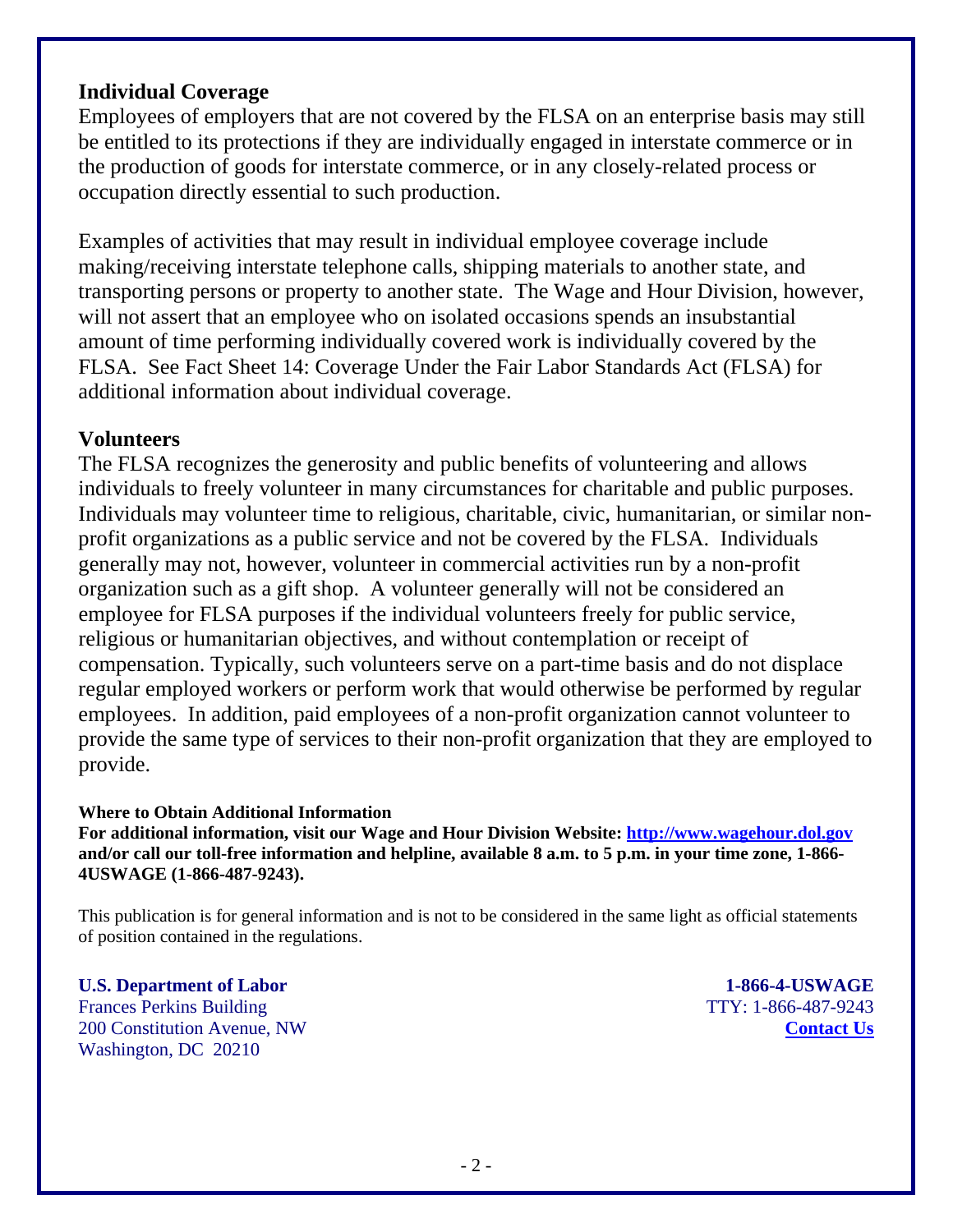## Individual Coverage

Employees of employers that are not covered by the FLSA on an enterprise basis may still be entitled to its protections if they are individually engaged in interstate commerce or in the production of goods for interstate commerce, or in any closely-related process or occupation directly essential to such production.

Examples of activities that may result in individual employee coverage include making/receiving interstate telephone calls, shipping materials to another state, and transporting persons or property to another state. The Wage and Hour Division, however, will not assert that an employee who on isolated occasions spends an insubstantial amount of time performing individually covered work is individually covered by the FLSA. See Fact Sheet 14: Coverage Under the Fair Labor Standards Act (FLSA) for additional information about individual coverage.

## Volunteers

The FLSA recognizes the generosity and public benefits of volunteering and allows individuals to freely volunteer in many circumstances for charitable and public purposes. Individuals may volunteer time to religious, charitable, civic, humanitarian, or similar non-profit organizations as a public service and not be covered by the FLSA. Individuals generally may not, however, volunteer in commercial activities run by a non-profit organization such as a gift shop. A volunteer generally will not be considered an employee for FLSA purposes if the individual volunteers freely for public service, religious or humanitarian objectives, and without contemplation or receipt of compensation. Typically, such volunteers serve on a part-time basis and do not displace regular employed workers or perform work that would otherwise be performed by regular employees. In addition, paid employees of a non-profit organization cannot volunteer to provide the same type of services to their non-profit organization that they are employed to provide.

**Where to Obtain Additional Information**
**For additional information, visit our Wage and Hour Division Website: [http://www.wagehour.dol.gov](http://www.wagehour.dol.gov) and/or call our toll-free information and helpline, available 8 a.m. to 5 p.m. in your time zone, 1-866-4USWAGE (1-866-487-9243).**

This publication is for general information and is not to be considered in the same light as official statements of position contained in the regulations.

**U.S. Department of Labor**
Frances Perkins Building
200 Constitution Avenue, NW
Washington, DC 20210

**1-866-4-USWAGE**
TTY: 1-866-487-9243
**Contact Us**